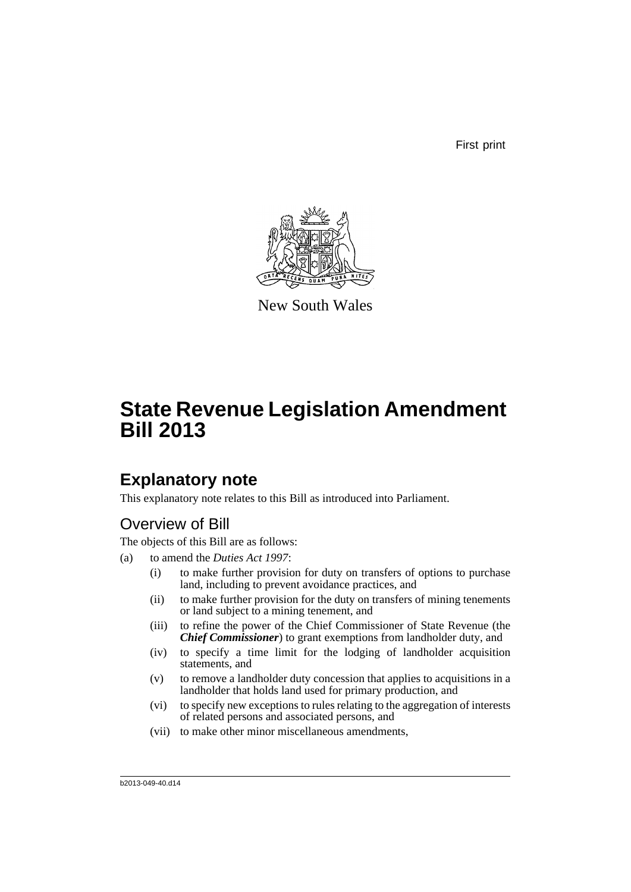First print

New South Wales

# State Revenue Legislation Amendment Bill 2013

## Explanatory note

This explanatory note relates to this Bill as introduced into Parliament.

### Overview of Bill

The objects of this Bill are as follows:

(a) to amend the *Duties Act 1997*:

  (i) to make further provision for duty on transfers of options to purchase land, including to prevent avoidance practices, and

  (ii) to make further provision for the duty on transfers of mining tenements or land subject to a mining tenement, and

  (iii) to refine the power of the Chief Commissioner of State Revenue (the ***Chief Commissioner***) to grant exemptions from landholder duty, and

  (iv) to specify a time limit for the lodging of landholder acquisition statements, and

  (v) to remove a landholder duty concession that applies to acquisitions in a landholder that holds land used for primary production, and

  (vi) to specify new exceptions to rules relating to the aggregation of interests of related persons and associated persons, and

  (vii) to make other minor miscellaneous amendments,

b2013-049-40.d14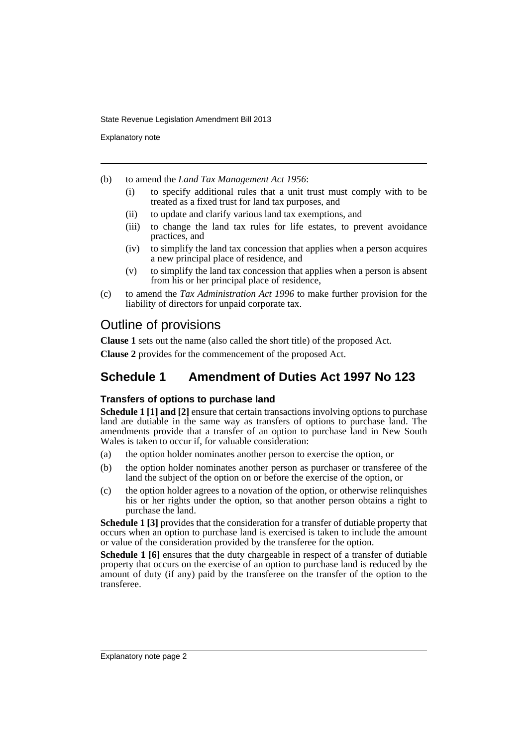(b) to amend the *Land Tax Management Act 1956*:

  (i) to specify additional rules that a unit trust must comply with to be treated as a fixed trust for land tax purposes, and

  (ii) to update and clarify various land tax exemptions, and

  (iii) to change the land tax rules for life estates, to prevent avoidance practices, and

  (iv) to simplify the land tax concession that applies when a person acquires a new principal place of residence, and

  (v) to simplify the land tax concession that applies when a person is absent from his or her principal place of residence,

(c) to amend the *Tax Administration Act 1996* to make further provision for the liability of directors for unpaid corporate tax.

## Outline of provisions

**Clause 1** sets out the name (also called the short title) of the proposed Act.

**Clause 2** provides for the commencement of the proposed Act.

## Schedule 1 Amendment of Duties Act 1997 No 123

### Transfers of options to purchase land

**Schedule 1 [1] and [2]** ensure that certain transactions involving options to purchase land are dutiable in the same way as transfers of options to purchase land. The amendments provide that a transfer of an option to purchase land in New South Wales is taken to occur if, for valuable consideration:

(a) the option holder nominates another person to exercise the option, or

(b) the option holder nominates another person as purchaser or transferee of the land the subject of the option on or before the exercise of the option, or

(c) the option holder agrees to a novation of the option, or otherwise relinquishes his or her rights under the option, so that another person obtains a right to purchase the land.

**Schedule 1 [3]** provides that the consideration for a transfer of dutiable property that occurs when an option to purchase land is exercised is taken to include the amount or value of the consideration provided by the transferee for the option.

**Schedule 1 [6]** ensures that the duty chargeable in respect of a transfer of dutiable property that occurs on the exercise of an option to purchase land is reduced by the amount of duty (if any) paid by the transferee on the transfer of the option to the transferee.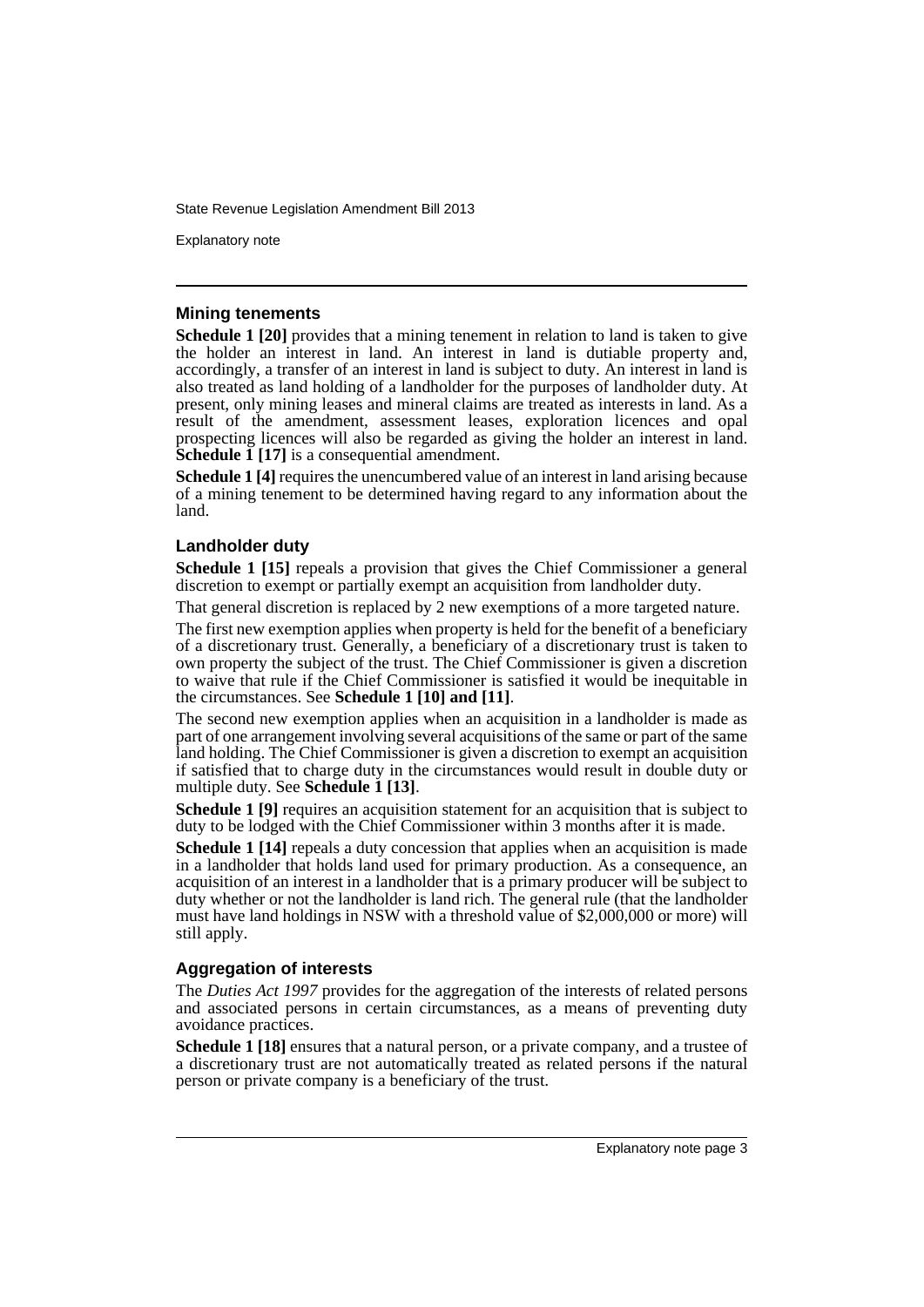### Mining tenements

**Schedule 1 [20]** provides that a mining tenement in relation to land is taken to give the holder an interest in land. An interest in land is dutiable property and, accordingly, a transfer of an interest in land is subject to duty. An interest in land is also treated as land holding of a landholder for the purposes of landholder duty. At present, only mining leases and mineral claims are treated as interests in land. As a result of the amendment, assessment leases, exploration licences and opal prospecting licences will also be regarded as giving the holder an interest in land. **Schedule 1 [17]** is a consequential amendment.

**Schedule 1 [4]** requires the unencumbered value of an interest in land arising because of a mining tenement to be determined having regard to any information about the land.

### Landholder duty

**Schedule 1 [15]** repeals a provision that gives the Chief Commissioner a general discretion to exempt or partially exempt an acquisition from landholder duty.

That general discretion is replaced by 2 new exemptions of a more targeted nature.

The first new exemption applies when property is held for the benefit of a beneficiary of a discretionary trust. Generally, a beneficiary of a discretionary trust is taken to own property the subject of the trust. The Chief Commissioner is given a discretion to waive that rule if the Chief Commissioner is satisfied it would be inequitable in the circumstances. See **Schedule 1 [10] and [11]**.

The second new exemption applies when an acquisition in a landholder is made as part of one arrangement involving several acquisitions of the same or part of the same land holding. The Chief Commissioner is given a discretion to exempt an acquisition if satisfied that to charge duty in the circumstances would result in double duty or multiple duty. See **Schedule 1 [13]**.

**Schedule 1 [9]** requires an acquisition statement for an acquisition that is subject to duty to be lodged with the Chief Commissioner within 3 months after it is made.

**Schedule 1 [14]** repeals a duty concession that applies when an acquisition is made in a landholder that holds land used for primary production. As a consequence, an acquisition of an interest in a landholder that is a primary producer will be subject to duty whether or not the landholder is land rich. The general rule (that the landholder must have land holdings in NSW with a threshold value of $2,000,000 or more) will still apply.

### Aggregation of interests

The *Duties Act 1997* provides for the aggregation of the interests of related persons and associated persons in certain circumstances, as a means of preventing duty avoidance practices.

**Schedule 1 [18]** ensures that a natural person, or a private company, and a trustee of a discretionary trust are not automatically treated as related persons if the natural person or private company is a beneficiary of the trust.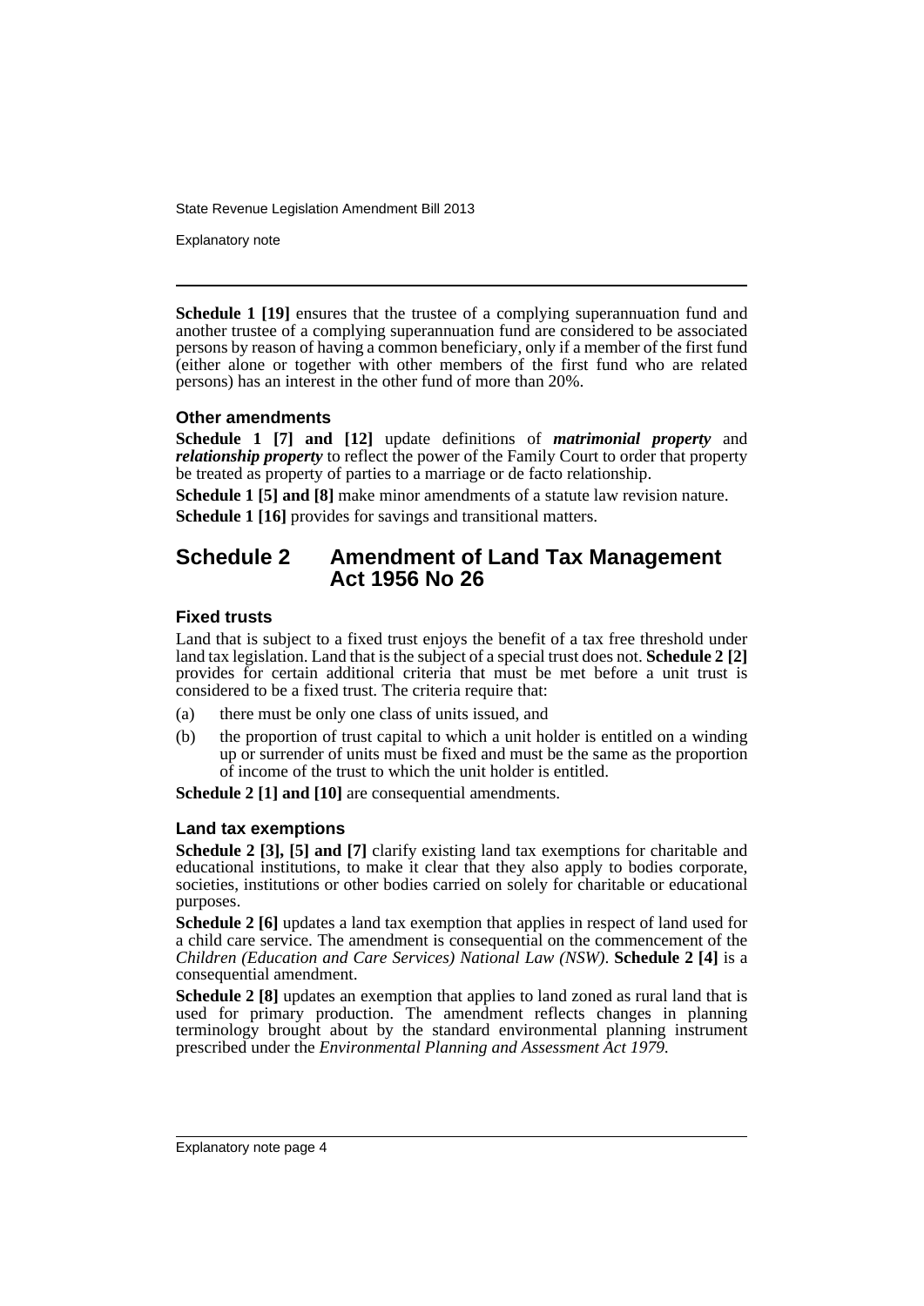**Schedule 1 [19]** ensures that the trustee of a complying superannuation fund and another trustee of a complying superannuation fund are considered to be associated persons by reason of having a common beneficiary, only if a member of the first fund (either alone or together with other members of the first fund who are related persons) has an interest in the other fund of more than 20%.

### Other amendments

**Schedule 1 [7] and [12]** update definitions of ***matrimonial property*** and ***relationship property*** to reflect the power of the Family Court to order that property be treated as property of parties to a marriage or de facto relationship.

**Schedule 1 [5] and [8]** make minor amendments of a statute law revision nature.

**Schedule 1 [16]** provides for savings and transitional matters.

## Schedule 2 Amendment of Land Tax Management Act 1956 No 26

### Fixed trusts

Land that is subject to a fixed trust enjoys the benefit of a tax free threshold under land tax legislation. Land that is the subject of a special trust does not. **Schedule 2 [2]** provides for certain additional criteria that must be met before a unit trust is considered to be a fixed trust. The criteria require that:

(a) there must be only one class of units issued, and

(b) the proportion of trust capital to which a unit holder is entitled on a winding up or surrender of units must be fixed and must be the same as the proportion of income of the trust to which the unit holder is entitled.

**Schedule 2 [1] and [10]** are consequential amendments.

### Land tax exemptions

**Schedule 2 [3], [5] and [7]** clarify existing land tax exemptions for charitable and educational institutions, to make it clear that they also apply to bodies corporate, societies, institutions or other bodies carried on solely for charitable or educational purposes.

**Schedule 2 [6]** updates a land tax exemption that applies in respect of land used for a child care service. The amendment is consequential on the commencement of the *Children (Education and Care Services) National Law (NSW)*. **Schedule 2 [4]** is a consequential amendment.

**Schedule 2 [8]** updates an exemption that applies to land zoned as rural land that is used for primary production. The amendment reflects changes in planning terminology brought about by the standard environmental planning instrument prescribed under the *Environmental Planning and Assessment Act 1979*.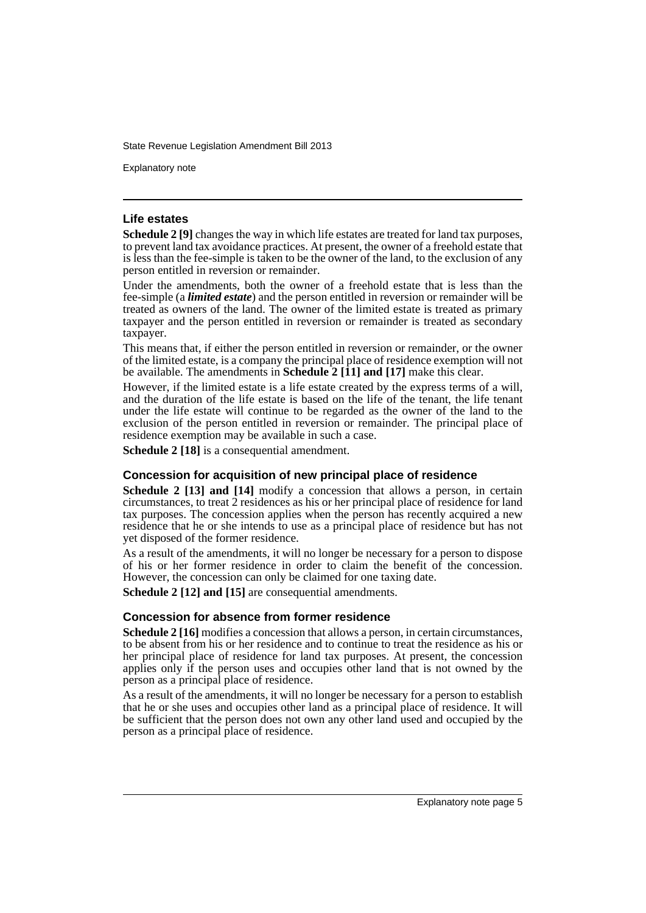### Life estates

**Schedule 2 [9]** changes the way in which life estates are treated for land tax purposes, to prevent land tax avoidance practices. At present, the owner of a freehold estate that is less than the fee-simple is taken to be the owner of the land, to the exclusion of any person entitled in reversion or remainder.

Under the amendments, both the owner of a freehold estate that is less than the fee-simple (a ***limited estate***) and the person entitled in reversion or remainder will be treated as owners of the land. The owner of the limited estate is treated as primary taxpayer and the person entitled in reversion or remainder is treated as secondary taxpayer.

This means that, if either the person entitled in reversion or remainder, or the owner of the limited estate, is a company the principal place of residence exemption will not be available. The amendments in **Schedule 2 [11] and [17]** make this clear.

However, if the limited estate is a life estate created by the express terms of a will, and the duration of the life estate is based on the life of the tenant, the life tenant under the life estate will continue to be regarded as the owner of the land to the exclusion of the person entitled in reversion or remainder. The principal place of residence exemption may be available in such a case.

**Schedule 2 [18]** is a consequential amendment.

### Concession for acquisition of new principal place of residence

**Schedule 2 [13] and [14]** modify a concession that allows a person, in certain circumstances, to treat 2 residences as his or her principal place of residence for land tax purposes. The concession applies when the person has recently acquired a new residence that he or she intends to use as a principal place of residence but has not yet disposed of the former residence.

As a result of the amendments, it will no longer be necessary for a person to dispose of his or her former residence in order to claim the benefit of the concession. However, the concession can only be claimed for one taxing date.

**Schedule 2 [12] and [15]** are consequential amendments.

### Concession for absence from former residence

**Schedule 2 [16]** modifies a concession that allows a person, in certain circumstances, to be absent from his or her residence and to continue to treat the residence as his or her principal place of residence for land tax purposes. At present, the concession applies only if the person uses and occupies other land that is not owned by the person as a principal place of residence.

As a result of the amendments, it will no longer be necessary for a person to establish that he or she uses and occupies other land as a principal place of residence. It will be sufficient that the person does not own any other land used and occupied by the person as a principal place of residence.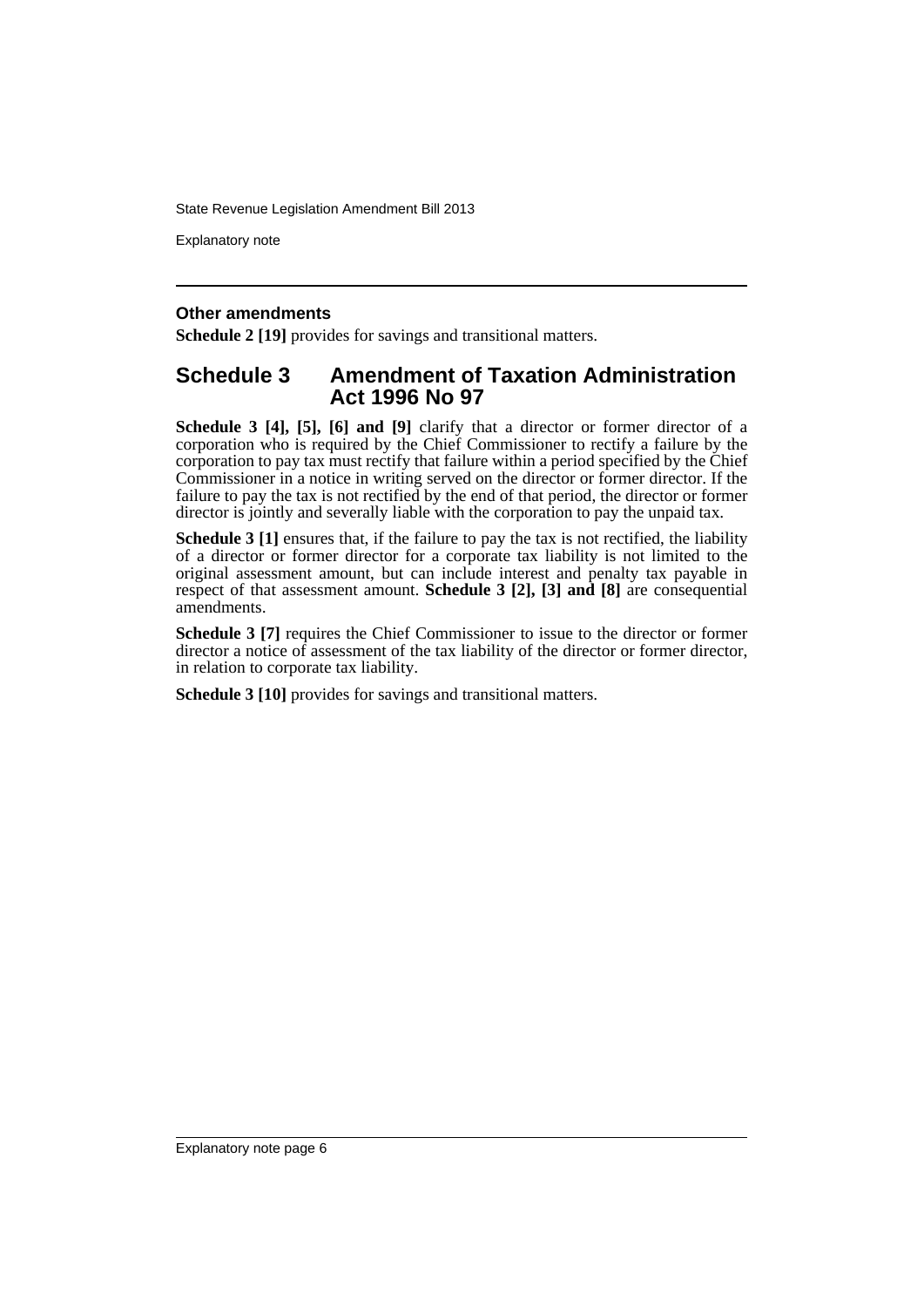### Other amendments

**Schedule 2 [19]** provides for savings and transitional matters.

## Schedule 3 Amendment of Taxation Administration Act 1996 No 97

**Schedule 3 [4], [5], [6] and [9]** clarify that a director or former director of a corporation who is required by the Chief Commissioner to rectify a failure by the corporation to pay tax must rectify that failure within a period specified by the Chief Commissioner in a notice in writing served on the director or former director. If the failure to pay the tax is not rectified by the end of that period, the director or former director is jointly and severally liable with the corporation to pay the unpaid tax.

**Schedule 3 [1]** ensures that, if the failure to pay the tax is not rectified, the liability of a director or former director for a corporate tax liability is not limited to the original assessment amount, but can include interest and penalty tax payable in respect of that assessment amount. **Schedule 3 [2], [3] and [8]** are consequential amendments.

**Schedule 3 [7]** requires the Chief Commissioner to issue to the director or former director a notice of assessment of the tax liability of the director or former director, in relation to corporate tax liability.

**Schedule 3 [10]** provides for savings and transitional matters.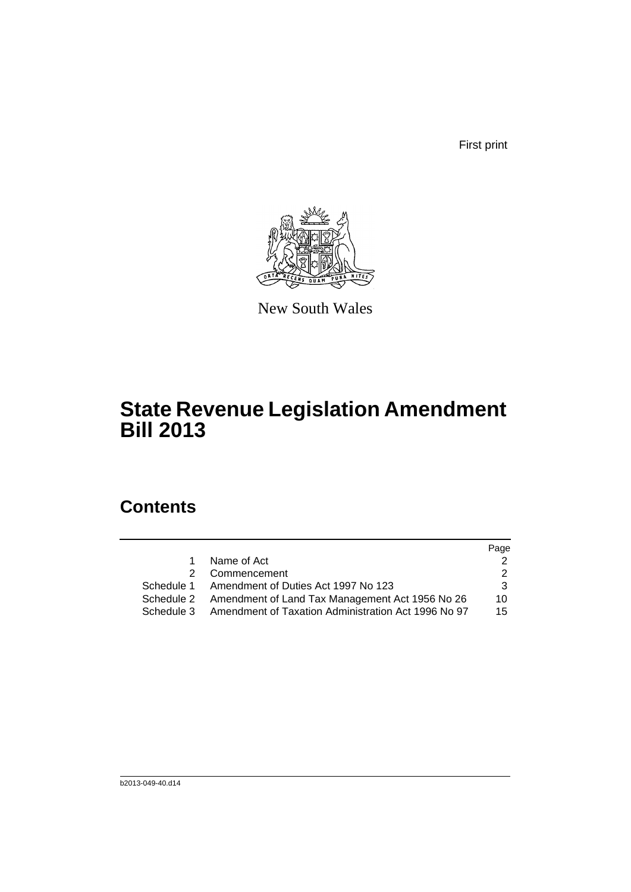First print

New South Wales

# State Revenue Legislation Amendment Bill 2013

## Contents

| | | Page |
|---|---|---|
| 1 | Name of Act | 2 |
| 2 | Commencement | 2 |
| Schedule 1 | Amendment of Duties Act 1997 No 123 | 3 |
| Schedule 2 | Amendment of Land Tax Management Act 1956 No 26 | 10 |
| Schedule 3 | Amendment of Taxation Administration Act 1996 No 97 | 15 |

b2013-049-40.d14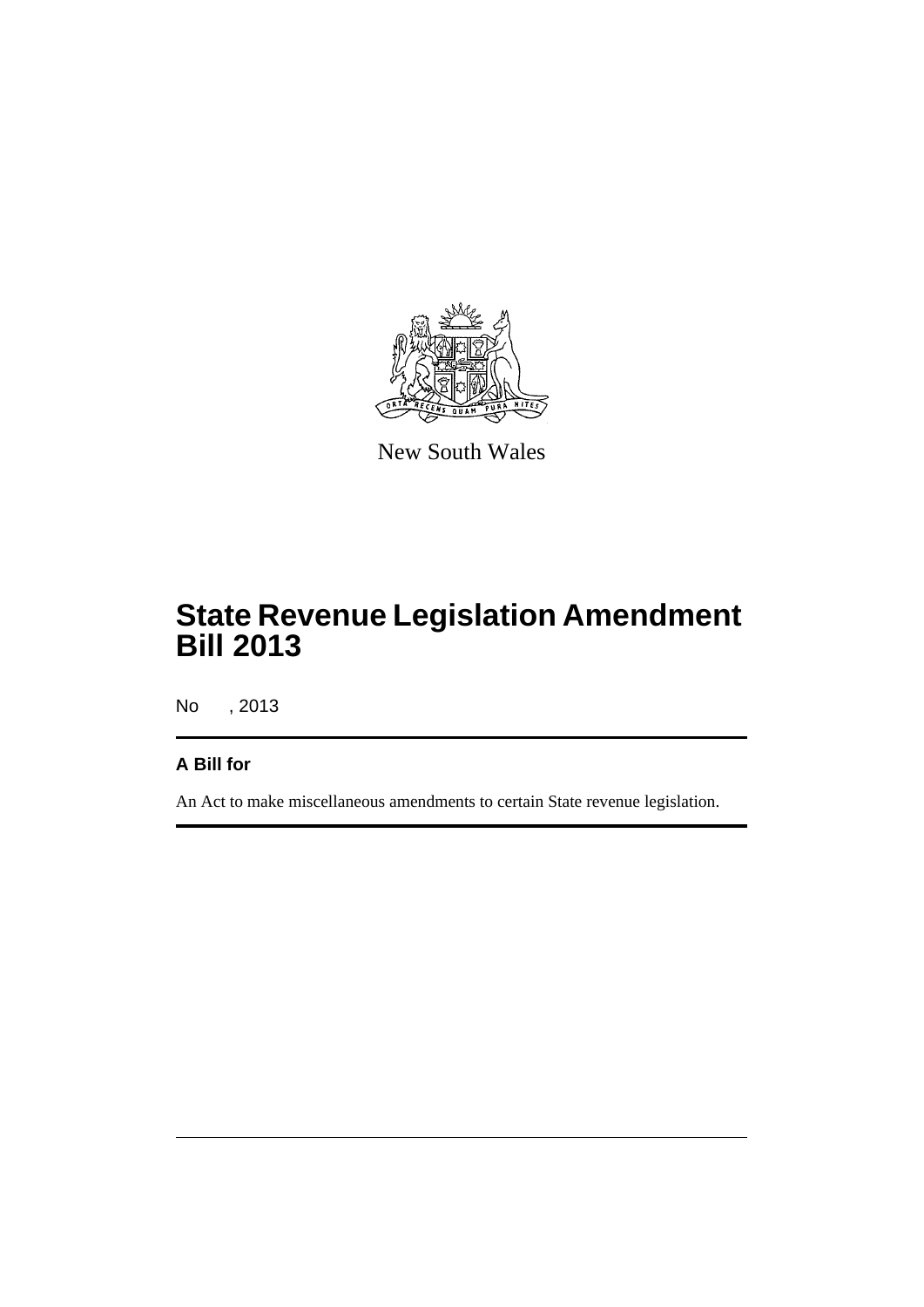New South Wales

# State Revenue Legislation Amendment Bill 2013

No , 2013

## A Bill for

An Act to make miscellaneous amendments to certain State revenue legislation.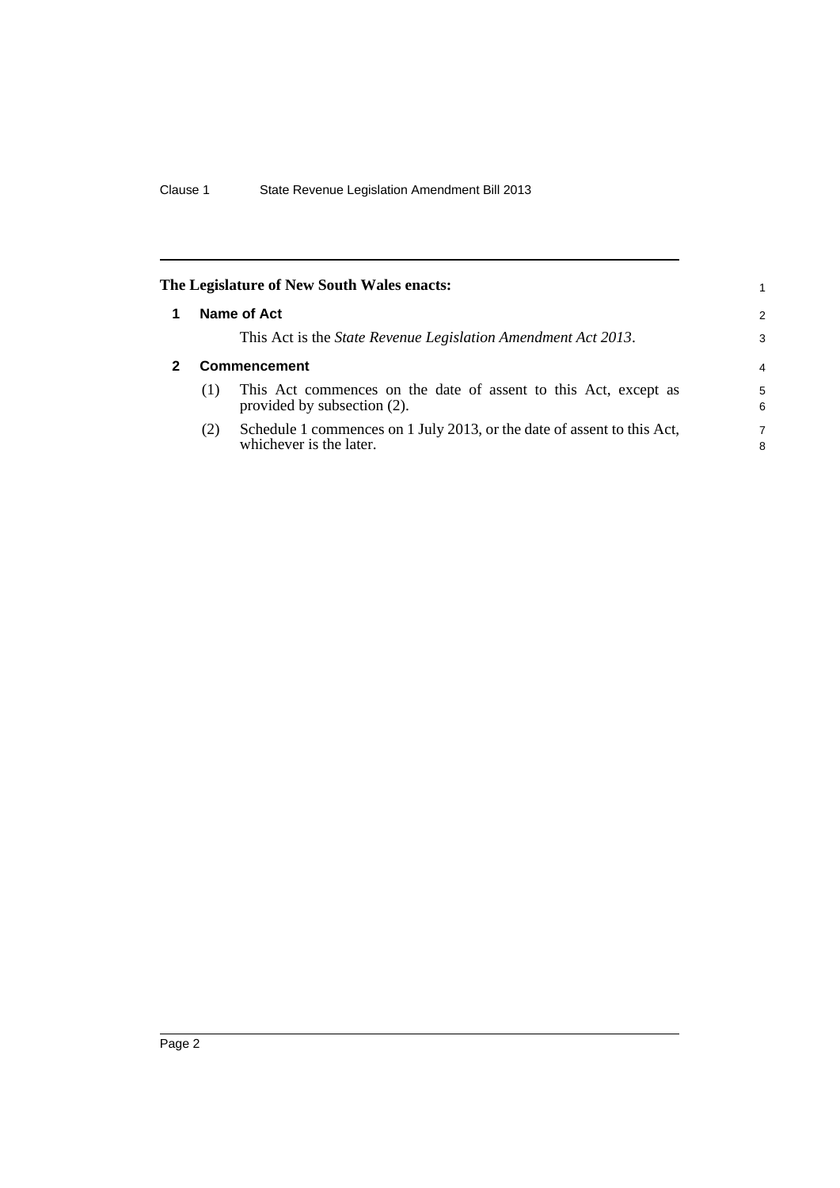**The Legislature of New South Wales enacts:**

## 1 Name of Act

This Act is the *State Revenue Legislation Amendment Act 2013*.

## 2 Commencement

(1) This Act commences on the date of assent to this Act, except as provided by subsection (2).

(2) Schedule 1 commences on 1 July 2013, or the date of assent to this Act, whichever is the later.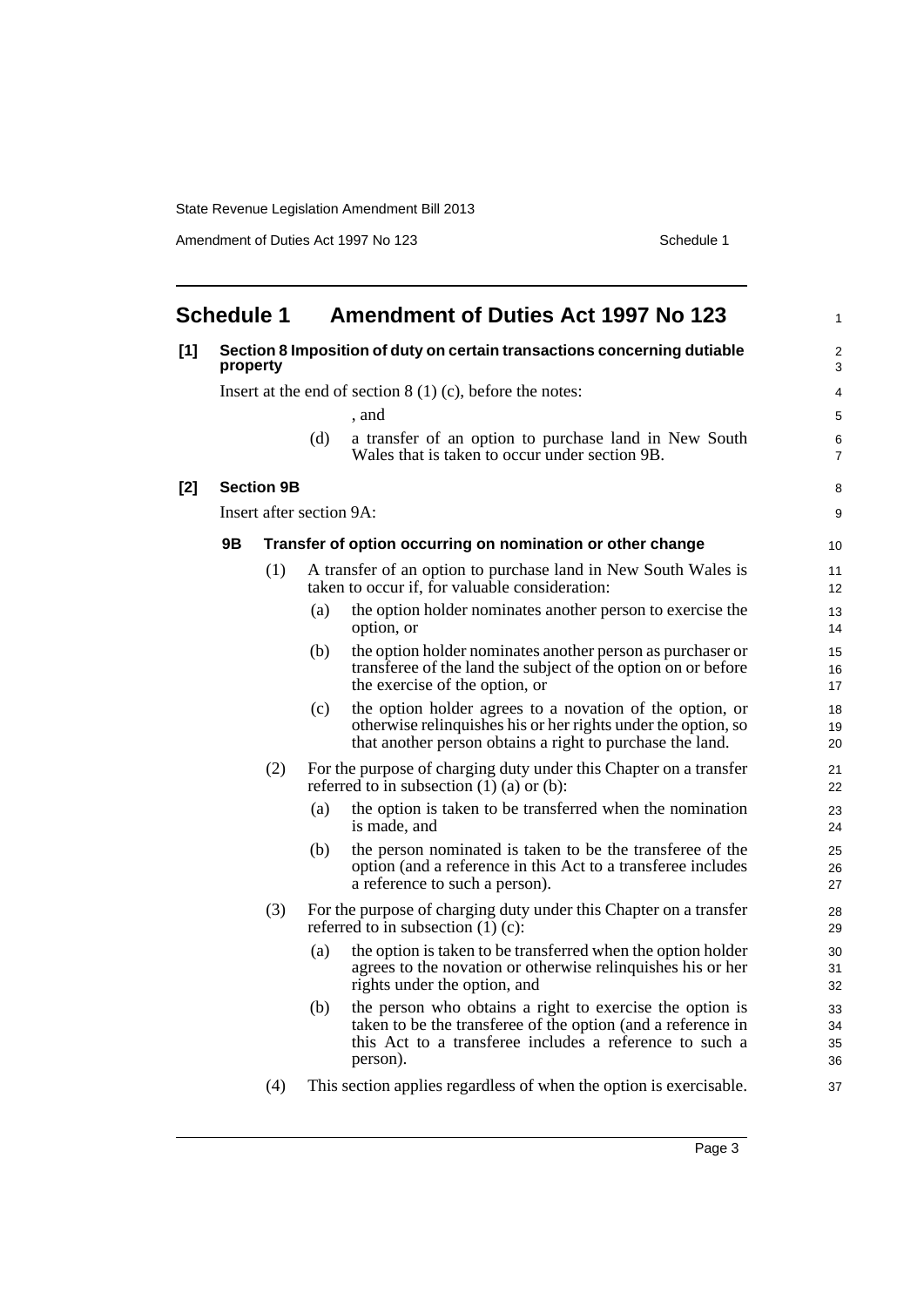# Schedule 1 Amendment of Duties Act 1997 No 123

**[1] Section 8 Imposition of duty on certain transactions concerning dutiable property**

Insert at the end of section 8 (1) (c), before the notes:

, and

(d) a transfer of an option to purchase land in New South Wales that is taken to occur under section 9B.

**[2] Section 9B**

Insert after section 9A:

**9B Transfer of option occurring on nomination or other change**

(1) A transfer of an option to purchase land in New South Wales is taken to occur if, for valuable consideration:

(a) the option holder nominates another person to exercise the option, or

(b) the option holder nominates another person as purchaser or transferee of the land the subject of the option on or before the exercise of the option, or

(c) the option holder agrees to a novation of the option, or otherwise relinquishes his or her rights under the option, so that another person obtains a right to purchase the land.

(2) For the purpose of charging duty under this Chapter on a transfer referred to in subsection (1) (a) or (b):

(a) the option is taken to be transferred when the nomination is made, and

(b) the person nominated is taken to be the transferee of the option (and a reference in this Act to a transferee includes a reference to such a person).

(3) For the purpose of charging duty under this Chapter on a transfer referred to in subsection (1) (c):

(a) the option is taken to be transferred when the option holder agrees to the novation or otherwise relinquishes his or her rights under the option, and

(b) the person who obtains a right to exercise the option is taken to be the transferee of the option (and a reference in this Act to a transferee includes a reference to such a person).

(4) This section applies regardless of when the option is exercisable.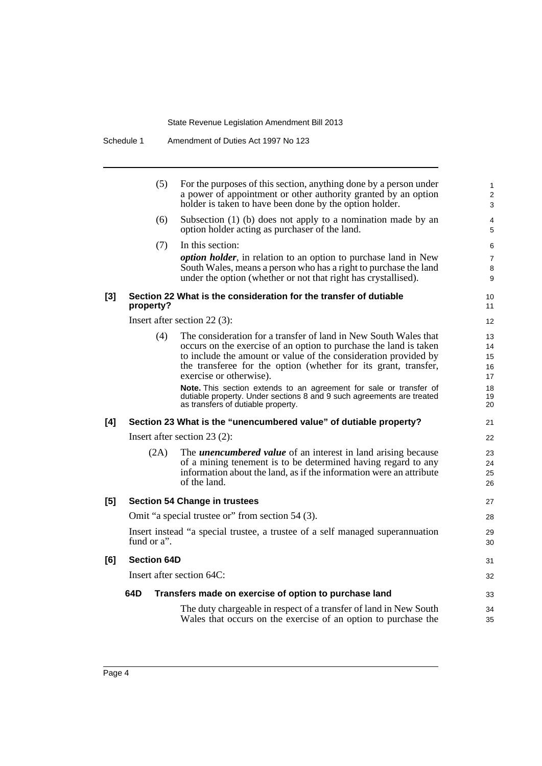(5) For the purposes of this section, anything done by a person under a power of appointment or other authority granted by an option holder is taken to have been done by the option holder.

(6) Subsection (1) (b) does not apply to a nomination made by an option holder acting as purchaser of the land.

(7) In this section:

***option holder***, in relation to an option to purchase land in New South Wales, means a person who has a right to purchase the land under the option (whether or not that right has crystallised).

**[3] Section 22 What is the consideration for the transfer of dutiable property?**

Insert after section 22 (3):

(4) The consideration for a transfer of land in New South Wales that occurs on the exercise of an option to purchase the land is taken to include the amount or value of the consideration provided by the transferee for the option (whether for its grant, transfer, exercise or otherwise).

**Note.** This section extends to an agreement for sale or transfer of dutiable property. Under sections 8 and 9 such agreements are treated as transfers of dutiable property.

**[4] Section 23 What is the "unencumbered value" of dutiable property?**

Insert after section 23 (2):

(2A) The ***unencumbered value*** of an interest in land arising because of a mining tenement is to be determined having regard to any information about the land, as if the information were an attribute of the land.

**[5] Section 54 Change in trustees**

Omit "a special trustee or" from section 54 (3).

Insert instead "a special trustee, a trustee of a self managed superannuation fund or a".

**[6] Section 64D**

Insert after section 64C:

**64D Transfers made on exercise of option to purchase land**

The duty chargeable in respect of a transfer of land in New South Wales that occurs on the exercise of an option to purchase the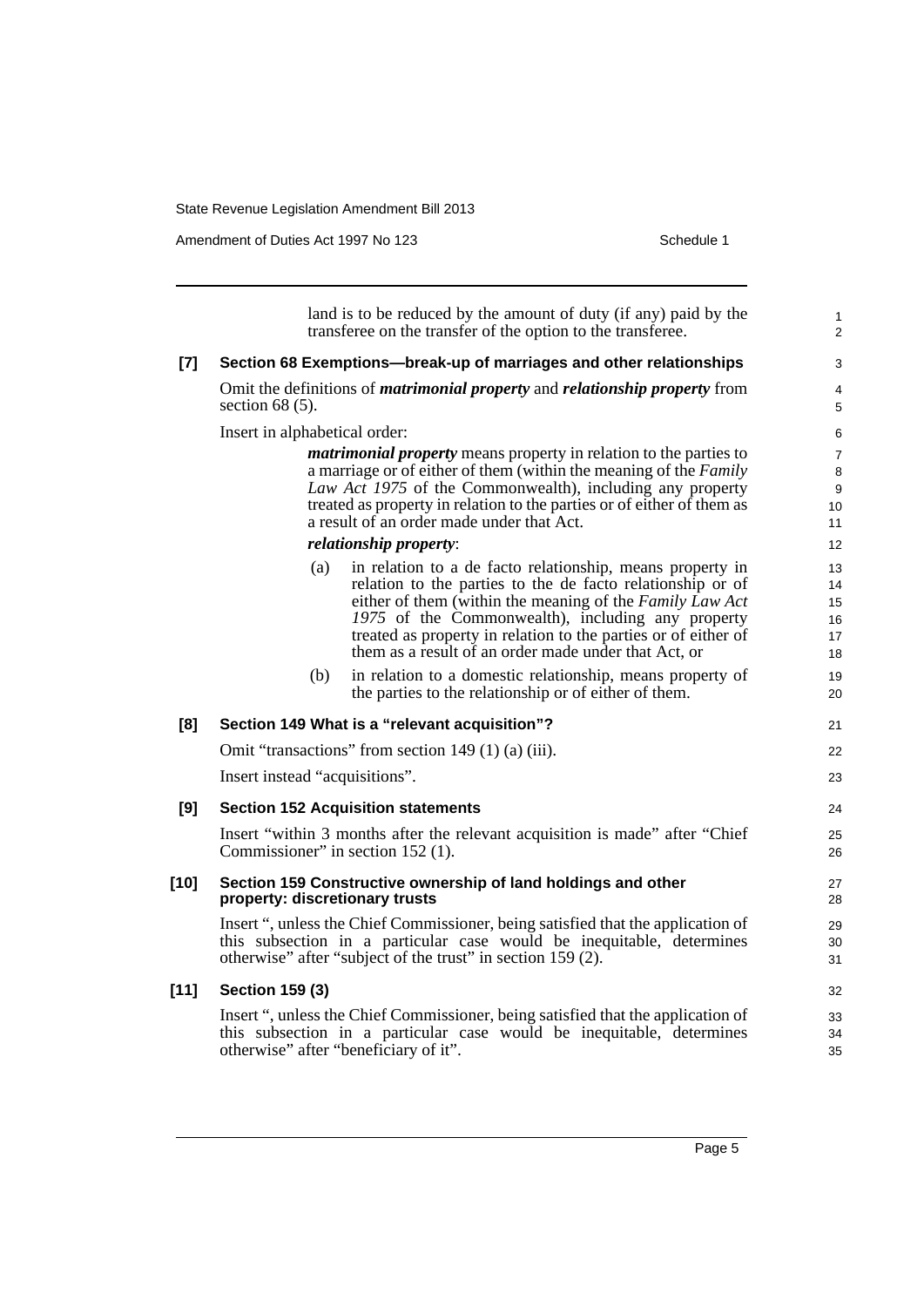land is to be reduced by the amount of duty (if any) paid by the transferee on the transfer of the option to the transferee.

**[7] Section 68 Exemptions—break-up of marriages and other relationships**

Omit the definitions of ***matrimonial property*** and ***relationship property*** from section 68 (5).

Insert in alphabetical order:

> ***matrimonial property*** means property in relation to the parties to a marriage or of either of them (within the meaning of the *Family Law Act 1975* of the Commonwealth), including any property treated as property in relation to the parties or of either of them as a result of an order made under that Act.
>
> ***relationship property***:
>
> (a) in relation to a de facto relationship, means property in relation to the parties to the de facto relationship or of either of them (within the meaning of the *Family Law Act 1975* of the Commonwealth), including any property treated as property in relation to the parties or of either of them as a result of an order made under that Act, or
>
> (b) in relation to a domestic relationship, means property of the parties to the relationship or of either of them.

**[8] Section 149 What is a "relevant acquisition"?**

Omit "transactions" from section 149 (1) (a) (iii).

Insert instead "acquisitions".

**[9] Section 152 Acquisition statements**

Insert "within 3 months after the relevant acquisition is made" after "Chief Commissioner" in section 152 (1).

**[10] Section 159 Constructive ownership of land holdings and other property: discretionary trusts**

Insert ", unless the Chief Commissioner, being satisfied that the application of this subsection in a particular case would be inequitable, determines otherwise" after "subject of the trust" in section 159 (2).

**[11] Section 159 (3)**

Insert ", unless the Chief Commissioner, being satisfied that the application of this subsection in a particular case would be inequitable, determines otherwise" after "beneficiary of it".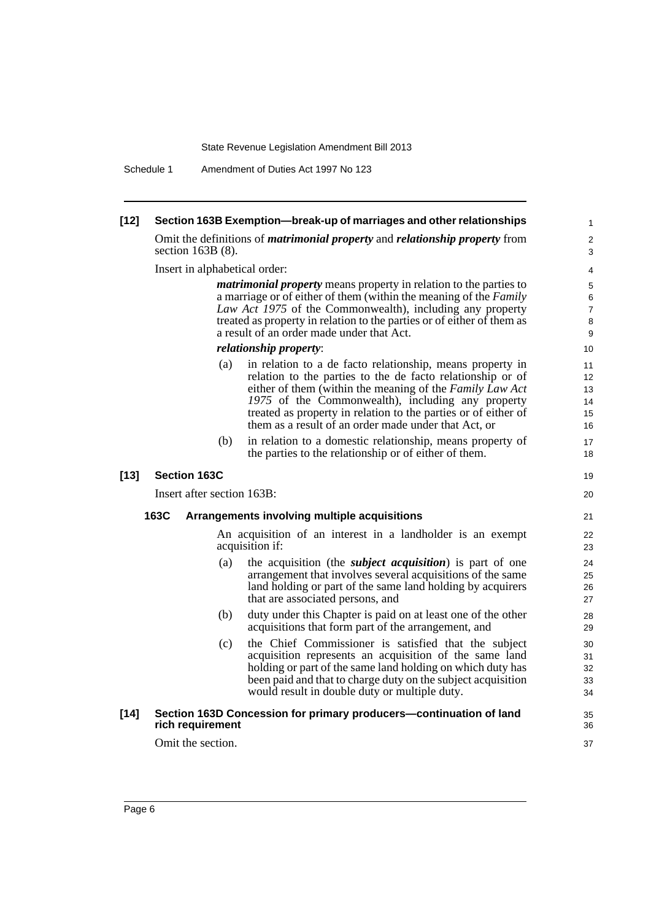**[12] Section 163B Exemption—break-up of marriages and other relationships**

Omit the definitions of ***matrimonial property*** and ***relationship property*** from section 163B (8).

Insert in alphabetical order:

> ***matrimonial property*** means property in relation to the parties to a marriage or of either of them (within the meaning of the *Family Law Act 1975* of the Commonwealth), including any property treated as property in relation to the parties or of either of them as a result of an order made under that Act.
>
> ***relationship property***:
>
> (a) in relation to a de facto relationship, means property in relation to the parties to the de facto relationship or of either of them (within the meaning of the *Family Law Act 1975* of the Commonwealth), including any property treated as property in relation to the parties or of either of them as a result of an order made under that Act, or
>
> (b) in relation to a domestic relationship, means property of the parties to the relationship or of either of them.

**[13] Section 163C**

Insert after section 163B:

> **163C Arrangements involving multiple acquisitions**
>
> An acquisition of an interest in a landholder is an exempt acquisition if:
>
> (a) the acquisition (the ***subject acquisition***) is part of one arrangement that involves several acquisitions of the same land holding or part of the same land holding by acquirers that are associated persons, and
>
> (b) duty under this Chapter is paid on at least one of the other acquisitions that form part of the arrangement, and
>
> (c) the Chief Commissioner is satisfied that the subject acquisition represents an acquisition of the same land holding or part of the same land holding on which duty has been paid and that to charge duty on the subject acquisition would result in double duty or multiple duty.

**[14] Section 163D Concession for primary producers—continuation of land rich requirement**

Omit the section.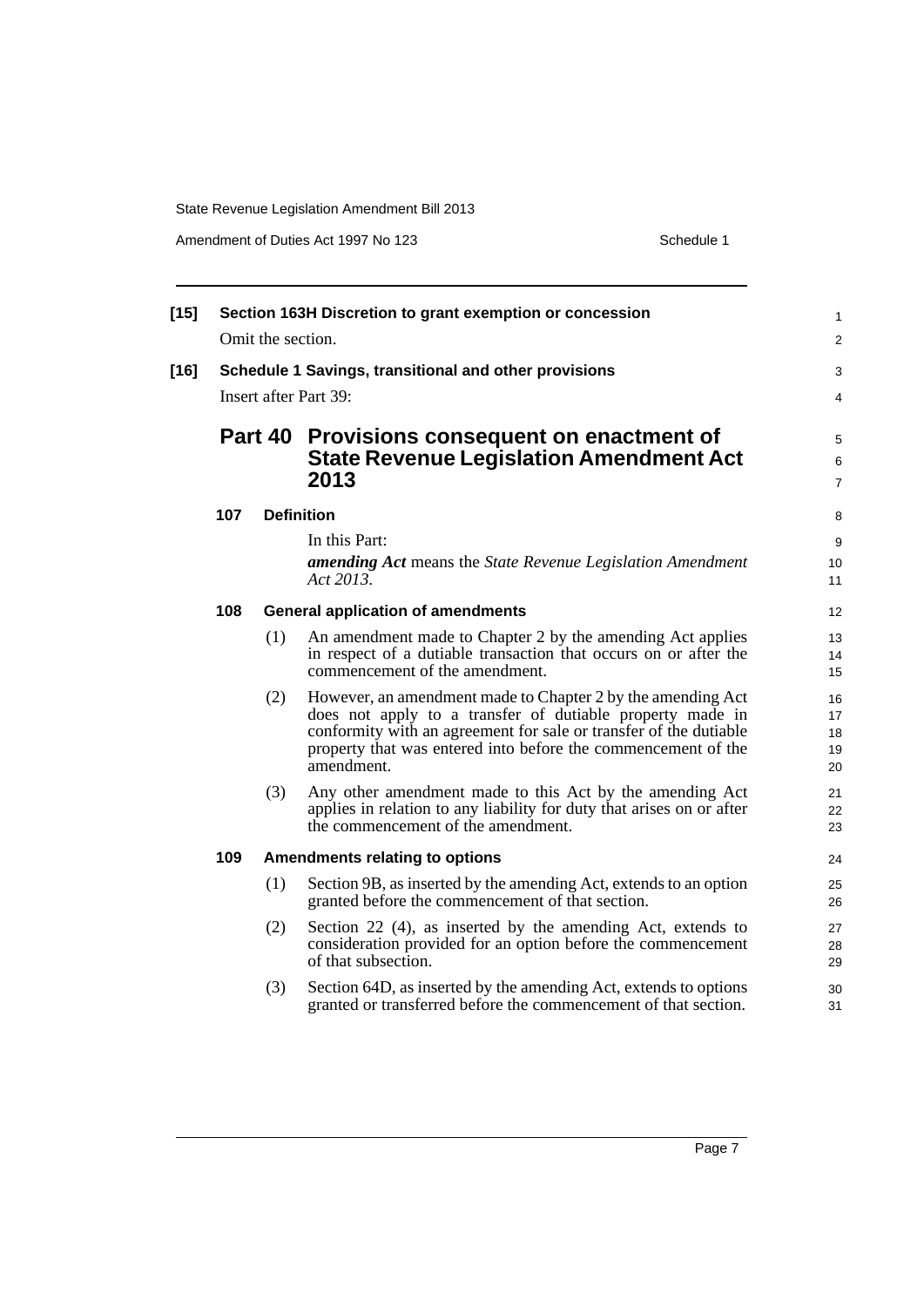**[15] Section 163H Discretion to grant exemption or concession**

Omit the section.

**[16] Schedule 1 Savings, transitional and other provisions**

Insert after Part 39:

## Part 40 Provisions consequent on enactment of State Revenue Legislation Amendment Act 2013

### 107 Definition

In this Part:

***amending Act*** means the *State Revenue Legislation Amendment Act 2013*.

### 108 General application of amendments

(1) An amendment made to Chapter 2 by the amending Act applies in respect of a dutiable transaction that occurs on or after the commencement of the amendment.

(2) However, an amendment made to Chapter 2 by the amending Act does not apply to a transfer of dutiable property made in conformity with an agreement for sale or transfer of the dutiable property that was entered into before the commencement of the amendment.

(3) Any other amendment made to this Act by the amending Act applies in relation to any liability for duty that arises on or after the commencement of the amendment.

### 109 Amendments relating to options

(1) Section 9B, as inserted by the amending Act, extends to an option granted before the commencement of that section.

(2) Section 22 (4), as inserted by the amending Act, extends to consideration provided for an option before the commencement of that subsection.

(3) Section 64D, as inserted by the amending Act, extends to options granted or transferred before the commencement of that section.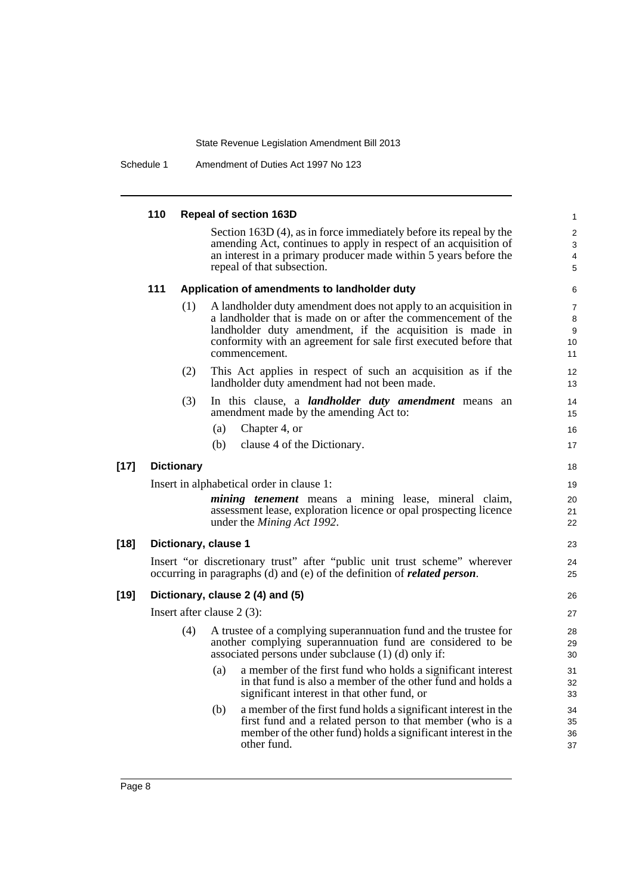**110 Repeal of section 163D**

Section 163D (4), as in force immediately before its repeal by the amending Act, continues to apply in respect of an acquisition of an interest in a primary producer made within 5 years before the repeal of that subsection.

**111 Application of amendments to landholder duty**

(1) A landholder duty amendment does not apply to an acquisition in a landholder that is made on or after the commencement of the landholder duty amendment, if the acquisition is made in conformity with an agreement for sale first executed before that commencement.

(2) This Act applies in respect of such an acquisition as if the landholder duty amendment had not been made.

(3) In this clause, a ***landholder duty amendment*** means an amendment made by the amending Act to:

(a) Chapter 4, or

(b) clause 4 of the Dictionary.

**[17] Dictionary**

Insert in alphabetical order in clause 1:

***mining tenement*** means a mining lease, mineral claim, assessment lease, exploration licence or opal prospecting licence under the *Mining Act 1992*.

**[18] Dictionary, clause 1**

Insert "or discretionary trust" after "public unit trust scheme" wherever occurring in paragraphs (d) and (e) of the definition of ***related person***.

**[19] Dictionary, clause 2 (4) and (5)**

Insert after clause 2 (3):

(4) A trustee of a complying superannuation fund and the trustee for another complying superannuation fund are considered to be associated persons under subclause (1) (d) only if:

(a) a member of the first fund who holds a significant interest in that fund is also a member of the other fund and holds a significant interest in that other fund, or

(b) a member of the first fund holds a significant interest in the first fund and a related person to that member (who is a member of the other fund) holds a significant interest in the other fund.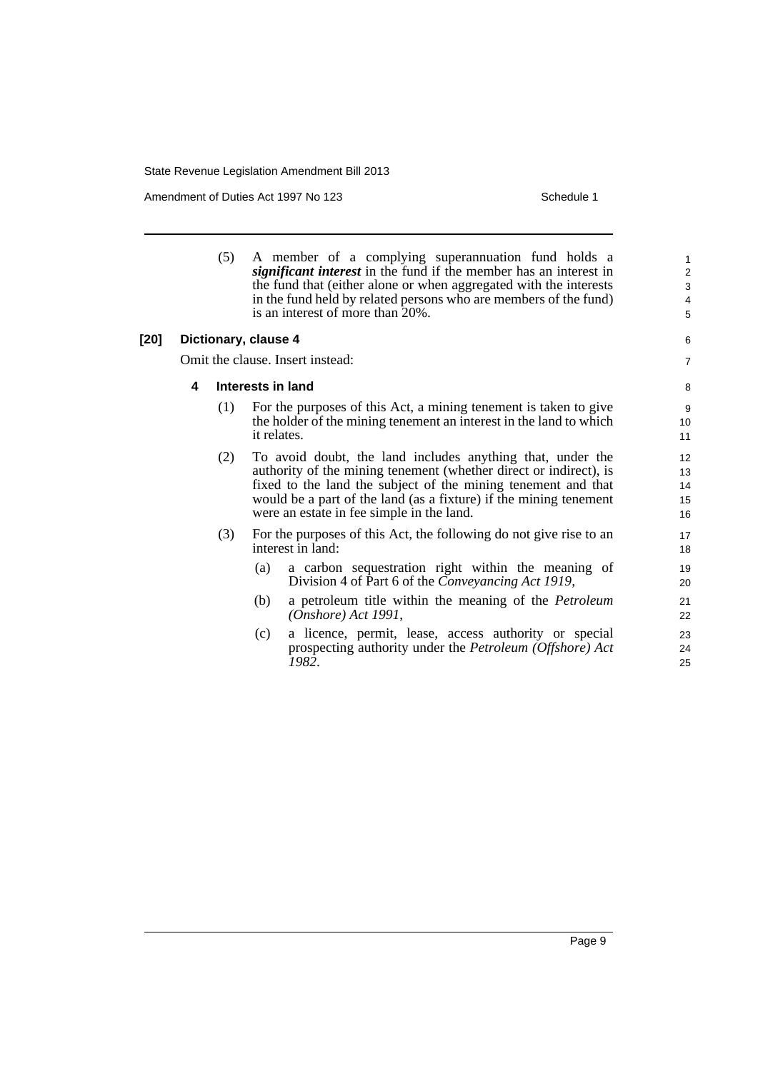(5) A member of a complying superannuation fund holds a ***significant interest*** in the fund if the member has an interest in the fund that (either alone or when aggregated with the interests in the fund held by related persons who are members of the fund) is an interest of more than 20%.

**[20] Dictionary, clause 4**

Omit the clause. Insert instead:

**4 Interests in land**

(1) For the purposes of this Act, a mining tenement is taken to give the holder of the mining tenement an interest in the land to which it relates.

(2) To avoid doubt, the land includes anything that, under the authority of the mining tenement (whether direct or indirect), is fixed to the land the subject of the mining tenement and that would be a part of the land (as a fixture) if the mining tenement were an estate in fee simple in the land.

(3) For the purposes of this Act, the following do not give rise to an interest in land:

(a) a carbon sequestration right within the meaning of Division 4 of Part 6 of the *Conveyancing Act 1919*,

(b) a petroleum title within the meaning of the *Petroleum (Onshore) Act 1991*,

(c) a licence, permit, lease, access authority or special prospecting authority under the *Petroleum (Offshore) Act 1982*.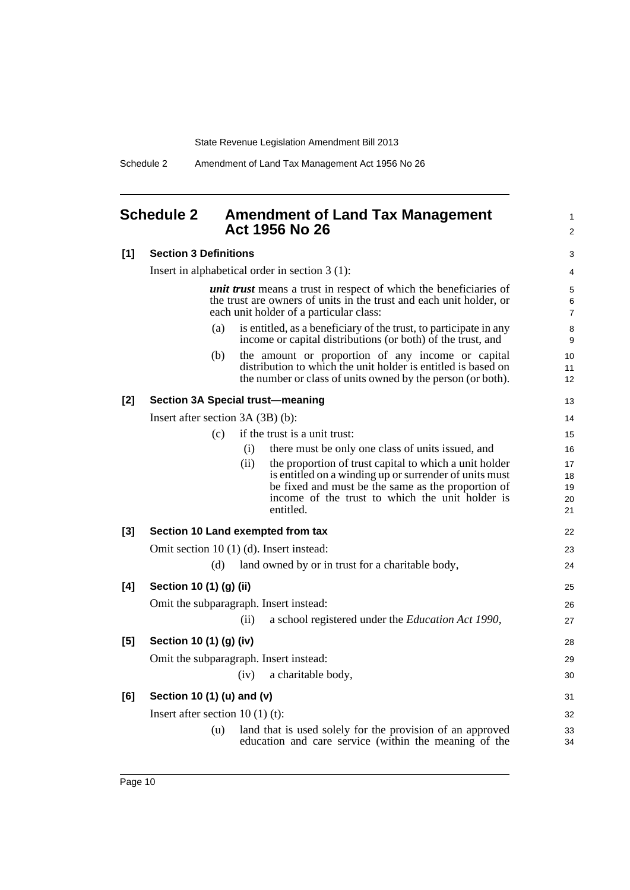## Schedule 2 Amendment of Land Tax Management Act 1956 No 26

**[1] Section 3 Definitions**

Insert in alphabetical order in section 3 (1):

> ***unit trust*** means a trust in respect of which the beneficiaries of the trust are owners of units in the trust and each unit holder, or each unit holder of a particular class:
>
> (a) is entitled, as a beneficiary of the trust, to participate in any income or capital distributions (or both) of the trust, and
>
> (b) the amount or proportion of any income or capital distribution to which the unit holder is entitled is based on the number or class of units owned by the person (or both).

**[2] Section 3A Special trust—meaning**

Insert after section 3A (3B) (b):

> (c) if the trust is a unit trust:
>
> (i) there must be only one class of units issued, and
>
> (ii) the proportion of trust capital to which a unit holder is entitled on a winding up or surrender of units must be fixed and must be the same as the proportion of income of the trust to which the unit holder is entitled.

**[3] Section 10 Land exempted from tax**

Omit section 10 (1) (d). Insert instead:

> (d) land owned by or in trust for a charitable body,

**[4] Section 10 (1) (g) (ii)**

Omit the subparagraph. Insert instead:

> (ii) a school registered under the *Education Act 1990*,

**[5] Section 10 (1) (g) (iv)**

Omit the subparagraph. Insert instead:

> (iv) a charitable body,

**[6] Section 10 (1) (u) and (v)**

Insert after section 10 (1) (t):

> (u) land that is used solely for the provision of an approved education and care service (within the meaning of the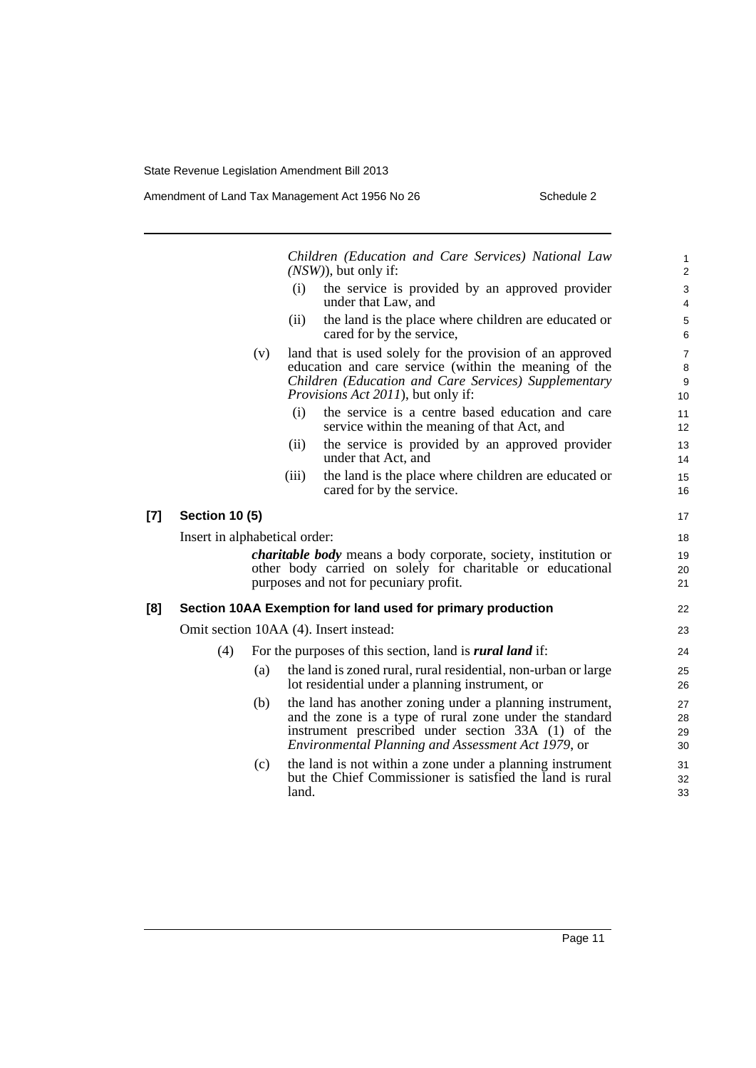*Children (Education and Care Services) National Law (NSW)*), but only if:

(i) the service is provided by an approved provider under that Law, and

(ii) the land is the place where children are educated or cared for by the service,

(v) land that is used solely for the provision of an approved education and care service (within the meaning of the *Children (Education and Care Services) Supplementary Provisions Act 2011*), but only if:

(i) the service is a centre based education and care service within the meaning of that Act, and

(ii) the service is provided by an approved provider under that Act, and

(iii) the land is the place where children are educated or cared for by the service.

### [7] Section 10 (5)

Insert in alphabetical order:

***charitable body*** means a body corporate, society, institution or other body carried on solely for charitable or educational purposes and not for pecuniary profit.

### [8] Section 10AA Exemption for land used for primary production

Omit section 10AA (4). Insert instead:

(4) For the purposes of this section, land is ***rural land*** if:

(a) the land is zoned rural, rural residential, non-urban or large lot residential under a planning instrument, or

(b) the land has another zoning under a planning instrument, and the zone is a type of rural zone under the standard instrument prescribed under section 33A (1) of the *Environmental Planning and Assessment Act 1979*, or

(c) the land is not within a zone under a planning instrument but the Chief Commissioner is satisfied the land is rural land.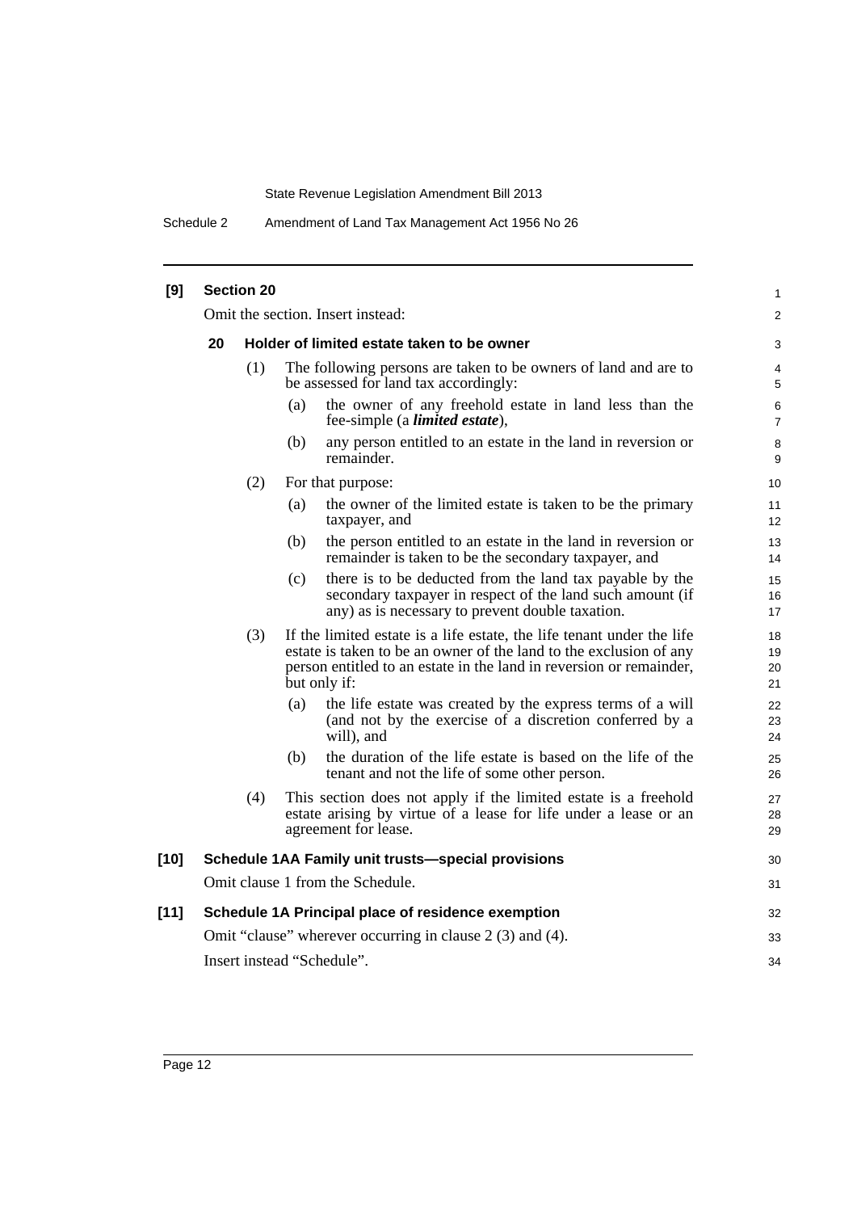**[9] Section 20**

Omit the section. Insert instead:

**20 Holder of limited estate taken to be owner**

(1) The following persons are taken to be owners of land and are to be assessed for land tax accordingly:

(a) the owner of any freehold estate in land less than the fee-simple (a ***limited estate***),

(b) any person entitled to an estate in the land in reversion or remainder.

(2) For that purpose:

(a) the owner of the limited estate is taken to be the primary taxpayer, and

(b) the person entitled to an estate in the land in reversion or remainder is taken to be the secondary taxpayer, and

(c) there is to be deducted from the land tax payable by the secondary taxpayer in respect of the land such amount (if any) as is necessary to prevent double taxation.

(3) If the limited estate is a life estate, the life tenant under the life estate is taken to be an owner of the land to the exclusion of any person entitled to an estate in the land in reversion or remainder, but only if:

(a) the life estate was created by the express terms of a will (and not by the exercise of a discretion conferred by a will), and

(b) the duration of the life estate is based on the life of the tenant and not the life of some other person.

(4) This section does not apply if the limited estate is a freehold estate arising by virtue of a lease for life under a lease or an agreement for lease.

**[10] Schedule 1AA Family unit trusts—special provisions**

Omit clause 1 from the Schedule.

**[11] Schedule 1A Principal place of residence exemption**

Omit "clause" wherever occurring in clause 2 (3) and (4).

Insert instead "Schedule".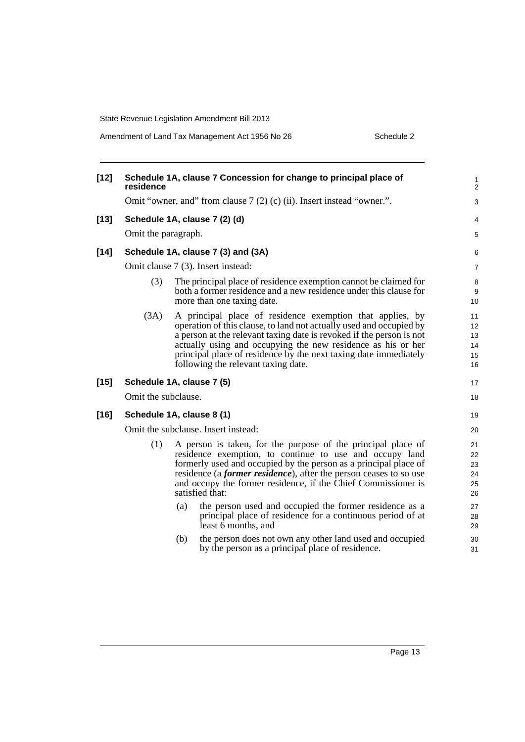**[12] Schedule 1A, clause 7 Concession for change to principal place of residence**

Omit "owner, and" from clause 7 (2) (c) (ii). Insert instead "owner.".

**[13] Schedule 1A, clause 7 (2) (d)**

Omit the paragraph.

**[14] Schedule 1A, clause 7 (3) and (3A)**

Omit clause 7 (3). Insert instead:

(3) The principal place of residence exemption cannot be claimed for both a former residence and a new residence under this clause for more than one taxing date.

(3A) A principal place of residence exemption that applies, by operation of this clause, to land not actually used and occupied by a person at the relevant taxing date is revoked if the person is not actually using and occupying the new residence as his or her principal place of residence by the next taxing date immediately following the relevant taxing date.

**[15] Schedule 1A, clause 7 (5)**

Omit the subclause.

**[16] Schedule 1A, clause 8 (1)**

Omit the subclause. Insert instead:

(1) A person is taken, for the purpose of the principal place of residence exemption, to continue to use and occupy land formerly used and occupied by the person as a principal place of residence (a ***former residence***), after the person ceases to so use and occupy the former residence, if the Chief Commissioner is satisfied that:

(a) the person used and occupied the former residence as a principal place of residence for a continuous period of at least 6 months, and

(b) the person does not own any other land used and occupied by the person as a principal place of residence.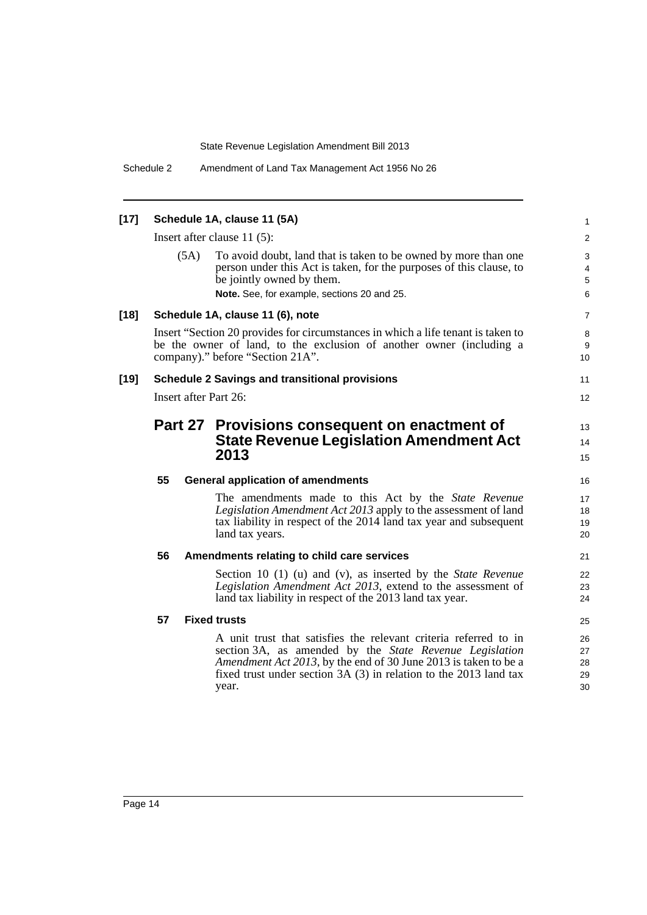**[17] Schedule 1A, clause 11 (5A)**

Insert after clause 11 (5):

(5A) To avoid doubt, land that is taken to be owned by more than one person under this Act is taken, for the purposes of this clause, to be jointly owned by them.

**Note.** See, for example, sections 20 and 25.

**[18] Schedule 1A, clause 11 (6), note**

Insert "Section 20 provides for circumstances in which a life tenant is taken to be the owner of land, to the exclusion of another owner (including a company)." before "Section 21A".

**[19] Schedule 2 Savings and transitional provisions**

Insert after Part 26:

## Part 27 Provisions consequent on enactment of State Revenue Legislation Amendment Act 2013

### 55 General application of amendments

The amendments made to this Act by the *State Revenue Legislation Amendment Act 2013* apply to the assessment of land tax liability in respect of the 2014 land tax year and subsequent land tax years.

### 56 Amendments relating to child care services

Section 10 (1) (u) and (v), as inserted by the *State Revenue Legislation Amendment Act 2013*, extend to the assessment of land tax liability in respect of the 2013 land tax year.

### 57 Fixed trusts

A unit trust that satisfies the relevant criteria referred to in section 3A, as amended by the *State Revenue Legislation Amendment Act 2013*, by the end of 30 June 2013 is taken to be a fixed trust under section 3A (3) in relation to the 2013 land tax year.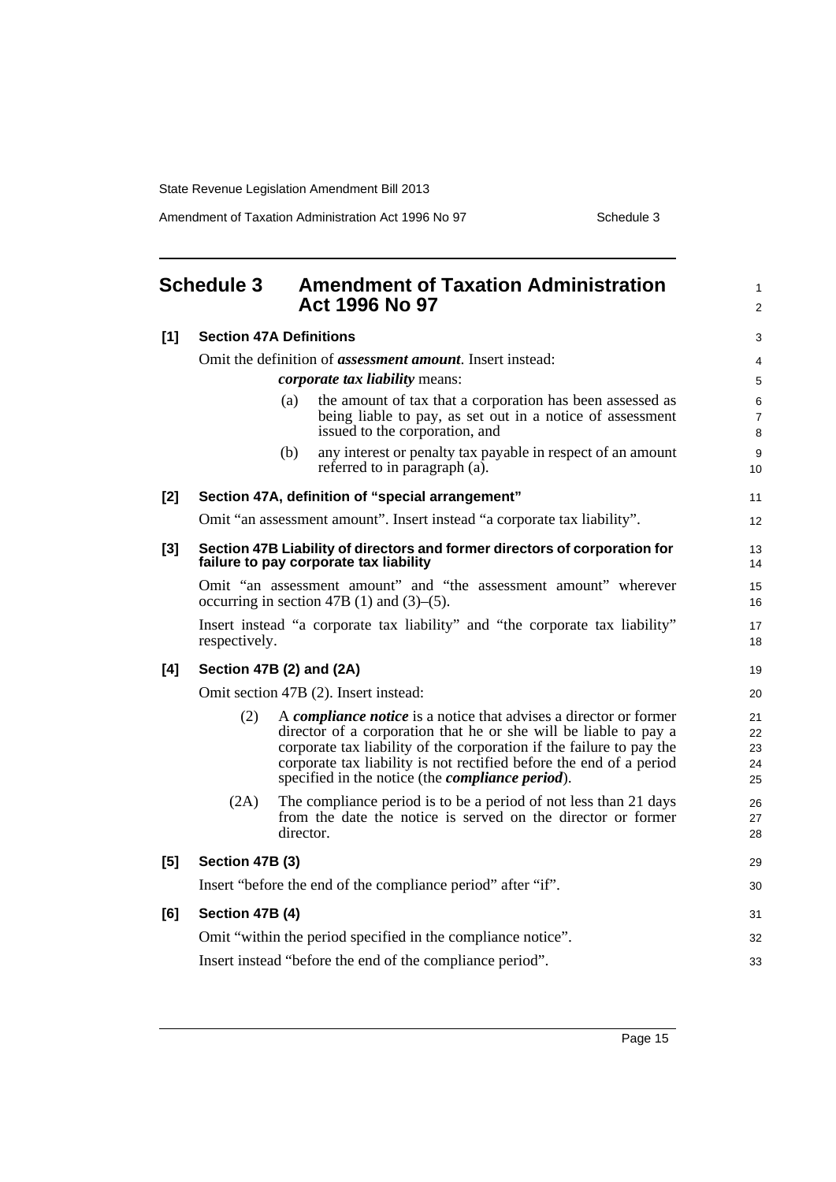## Schedule 3 Amendment of Taxation Administration Act 1996 No 97

**[1] Section 47A Definitions**

Omit the definition of ***assessment amount***. Insert instead:

***corporate tax liability*** means:

(a) the amount of tax that a corporation has been assessed as being liable to pay, as set out in a notice of assessment issued to the corporation, and

(b) any interest or penalty tax payable in respect of an amount referred to in paragraph (a).

**[2] Section 47A, definition of "special arrangement"**

Omit "an assessment amount". Insert instead "a corporate tax liability".

**[3] Section 47B Liability of directors and former directors of corporation for failure to pay corporate tax liability**

Omit "an assessment amount" and "the assessment amount" wherever occurring in section 47B (1) and (3)–(5).

Insert instead "a corporate tax liability" and "the corporate tax liability" respectively.

**[4] Section 47B (2) and (2A)**

Omit section 47B (2). Insert instead:

(2) A ***compliance notice*** is a notice that advises a director or former director of a corporation that he or she will be liable to pay a corporate tax liability of the corporation if the failure to pay the corporate tax liability is not rectified before the end of a period specified in the notice (the ***compliance period***).

(2A) The compliance period is to be a period of not less than 21 days from the date the notice is served on the director or former director.

**[5] Section 47B (3)**

Insert "before the end of the compliance period" after "if".

**[6] Section 47B (4)**

Omit "within the period specified in the compliance notice".

Insert instead "before the end of the compliance period".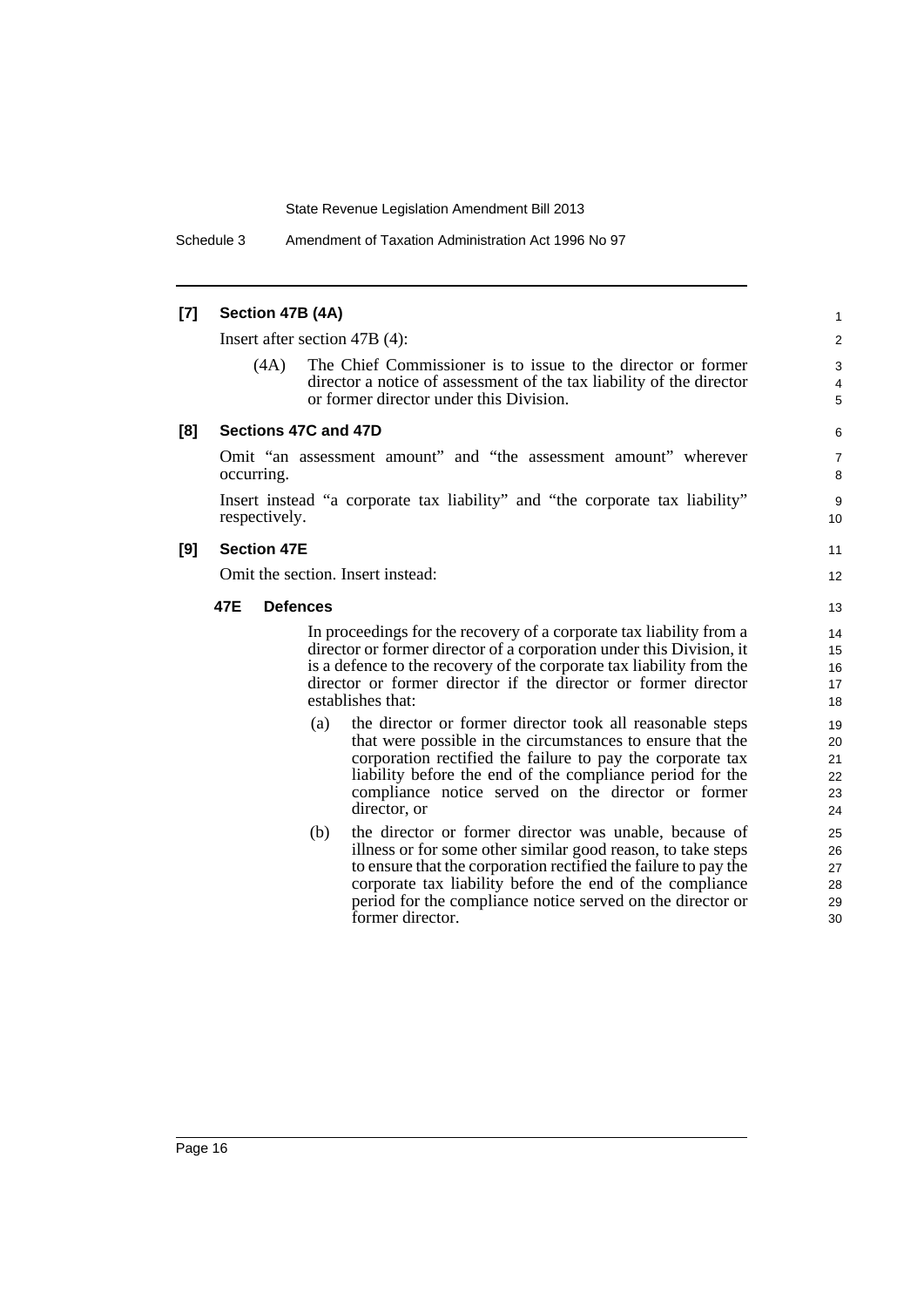**[7] Section 47B (4A)**

Insert after section 47B (4):

(4A) The Chief Commissioner is to issue to the director or former director a notice of assessment of the tax liability of the director or former director under this Division.

**[8] Sections 47C and 47D**

Omit "an assessment amount" and "the assessment amount" wherever occurring.

Insert instead "a corporate tax liability" and "the corporate tax liability" respectively.

**[9] Section 47E**

Omit the section. Insert instead:

**47E Defences**

In proceedings for the recovery of a corporate tax liability from a director or former director of a corporation under this Division, it is a defence to the recovery of the corporate tax liability from the director or former director if the director or former director establishes that:

(a) the director or former director took all reasonable steps that were possible in the circumstances to ensure that the corporation rectified the failure to pay the corporate tax liability before the end of the compliance period for the compliance notice served on the director or former director, or

(b) the director or former director was unable, because of illness or for some other similar good reason, to take steps to ensure that the corporation rectified the failure to pay the corporate tax liability before the end of the compliance period for the compliance notice served on the director or former director.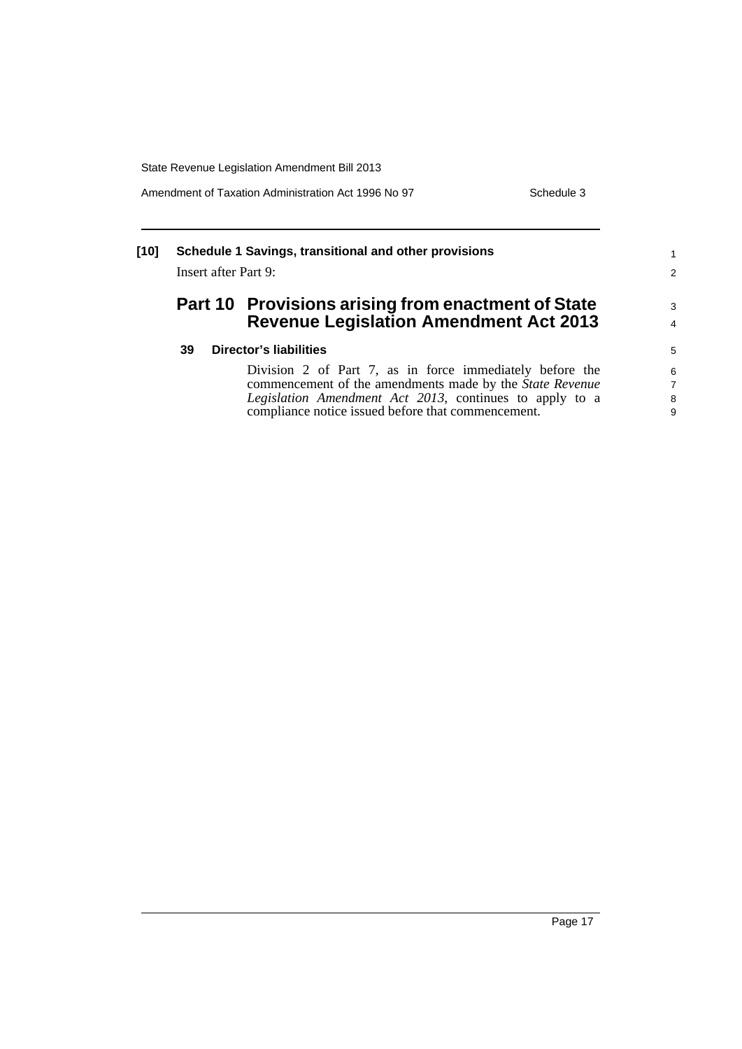**[10] Schedule 1 Savings, transitional and other provisions**

Insert after Part 9:

## Part 10 Provisions arising from enactment of State Revenue Legislation Amendment Act 2013

### 39 Director's liabilities

Division 2 of Part 7, as in force immediately before the commencement of the amendments made by the *State Revenue Legislation Amendment Act 2013*, continues to apply to a compliance notice issued before that commencement.